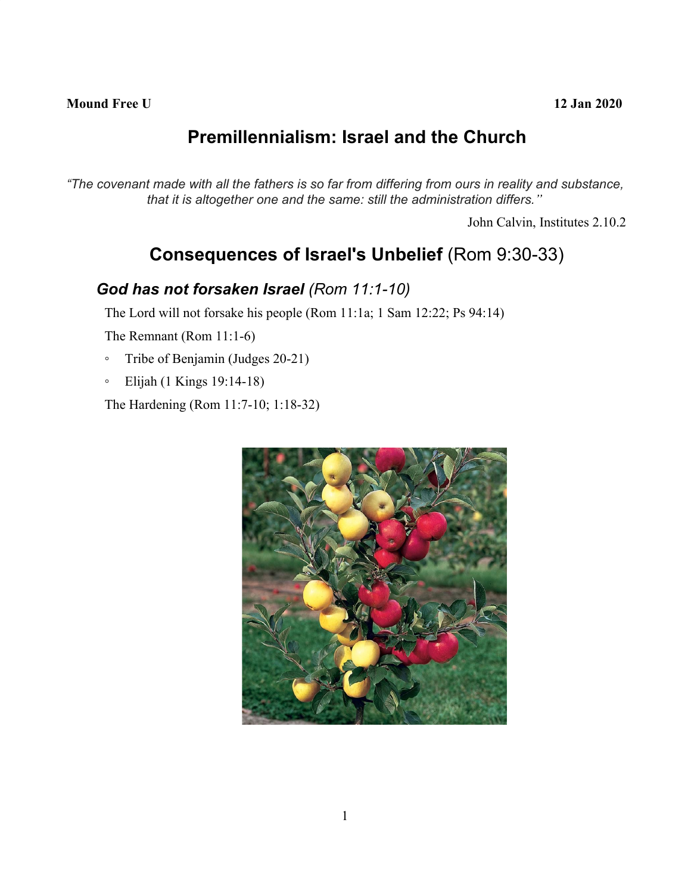**Mound Free U** **12 Jan 2020**

# Premillennialism: Israel and the Church

*"The covenant made with all the fathers is so far from differing from ours in reality and substance, that it is altogether one and the same: still the administration differs."*

John Calvin, Institutes 2.10.2

## Consequences of Israel's Unbelief (Rom 9:30-33)

### *God has not forsaken Israel (Rom 11:1-10)*

The Lord will not forsake his people (Rom 11:1a; 1 Sam 12:22; Ps 94:14)

The Remnant (Rom 11:1-6)

- Tribe of Benjamin (Judges 20-21)
- Elijah (1 Kings 19:14-18)

The Hardening (Rom 11:7-10; 1:18-32)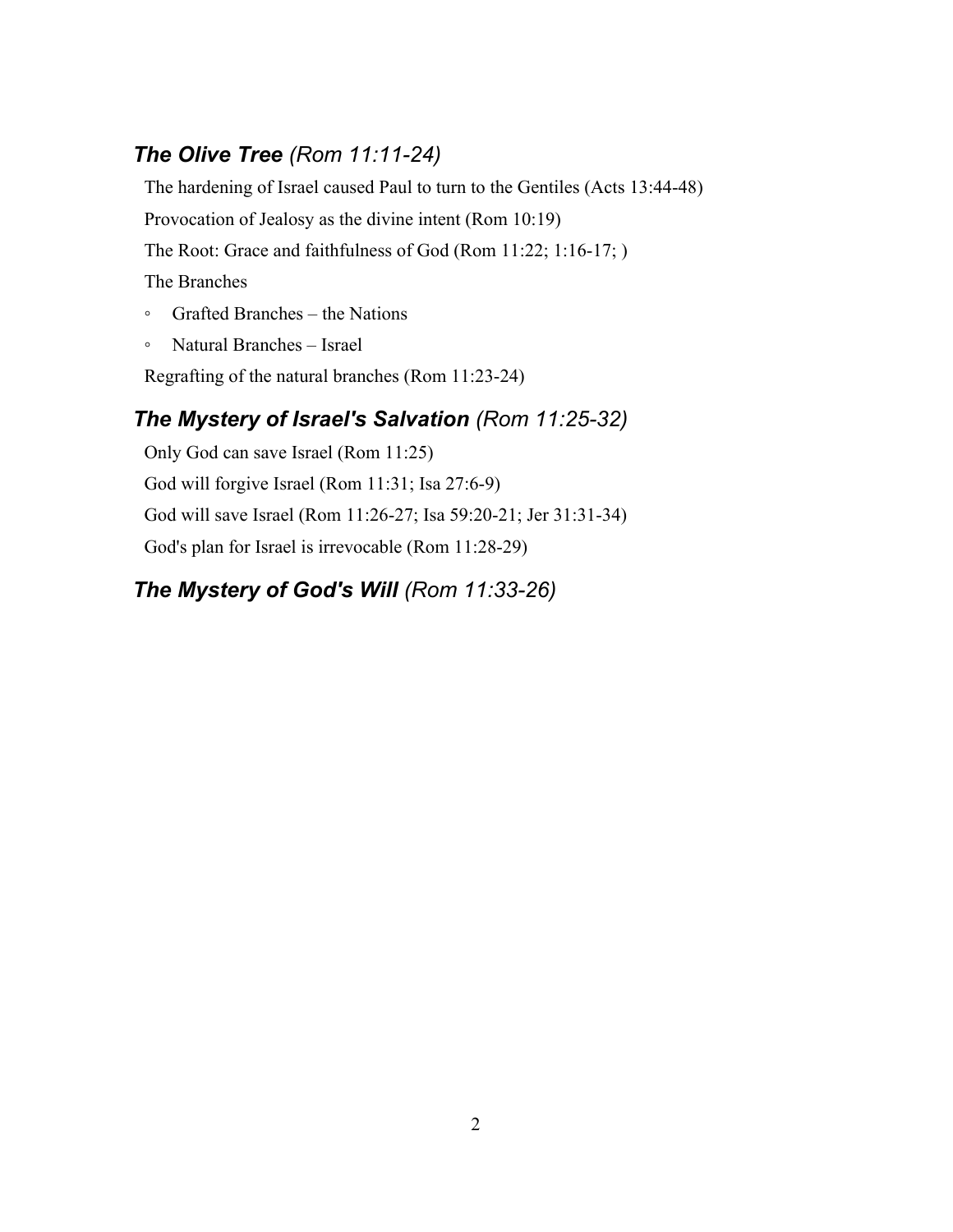## ***The Olive Tree*** *(Rom 11:11-24)*

The hardening of Israel caused Paul to turn to the Gentiles (Acts 13:44-48)

Provocation of Jealosy as the divine intent (Rom 10:19)

The Root: Grace and faithfulness of God (Rom 11:22; 1:16-17; )

The Branches

- Grafted Branches – the Nations
- Natural Branches – Israel

Regrafting of the natural branches (Rom 11:23-24)

## ***The Mystery of Israel's Salvation*** *(Rom 11:25-32)*

Only God can save Israel (Rom 11:25)

God will forgive Israel (Rom 11:31; Isa 27:6-9)

God will save Israel (Rom 11:26-27; Isa 59:20-21; Jer 31:31-34)

God's plan for Israel is irrevocable (Rom 11:28-29)

## ***The Mystery of God's Will*** *(Rom 11:33-26)*